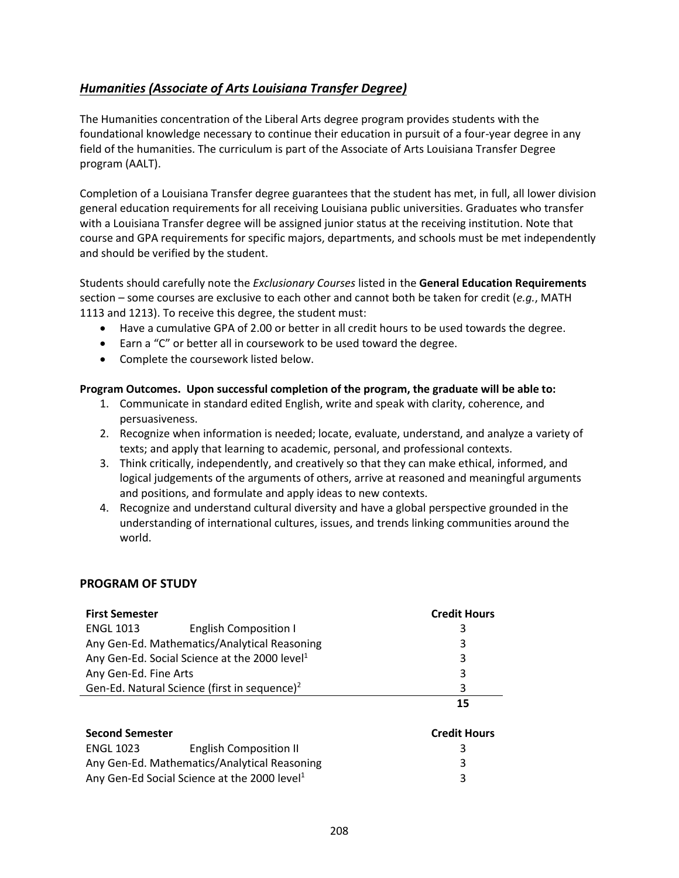## ***Humanities (Associate of Arts Louisiana Transfer Degree)***

The Humanities concentration of the Liberal Arts degree program provides students with the foundational knowledge necessary to continue their education in pursuit of a four-year degree in any field of the humanities. The curriculum is part of the Associate of Arts Louisiana Transfer Degree program (AALT).

Completion of a Louisiana Transfer degree guarantees that the student has met, in full, all lower division general education requirements for all receiving Louisiana public universities. Graduates who transfer with a Louisiana Transfer degree will be assigned junior status at the receiving institution. Note that course and GPA requirements for specific majors, departments, and schools must be met independently and should be verified by the student.

Students should carefully note the *Exclusionary Courses* listed in the **General Education Requirements** section – some courses are exclusive to each other and cannot both be taken for credit (*e.g.*, MATH 1113 and 1213). To receive this degree, the student must:

- Have a cumulative GPA of 2.00 or better in all credit hours to be used towards the degree.
- Earn a "C" or better all in coursework to be used toward the degree.
- Complete the coursework listed below.

**Program Outcomes. Upon successful completion of the program, the graduate will be able to:**

1. Communicate in standard edited English, write and speak with clarity, coherence, and persuasiveness.
2. Recognize when information is needed; locate, evaluate, understand, and analyze a variety of texts; and apply that learning to academic, personal, and professional contexts.
3. Think critically, independently, and creatively so that they can make ethical, informed, and logical judgements of the arguments of others, arrive at reasoned and meaningful arguments and positions, and formulate and apply ideas to new contexts.
4. Recognize and understand cultural diversity and have a global perspective grounded in the understanding of international cultures, issues, and trends linking communities around the world.

### PROGRAM OF STUDY

| **First Semester** | | **Credit Hours** |
|---|---|---|
| ENGL 1013 | English Composition I | 3 |
| Any Gen-Ed. Mathematics/Analytical Reasoning | | 3 |
| Any Gen-Ed. Social Science at the 2000 level[1] | | 3 |
| Any Gen-Ed. Fine Arts | | 3 |
| Gen-Ed. Natural Science (first in sequence)[2] | | 3 |
| | | **15** |

| **Second Semester** | | **Credit Hours** |
|---|---|---|
| ENGL 1023 | English Composition II | 3 |
| Any Gen-Ed. Mathematics/Analytical Reasoning | | 3 |
| Any Gen-Ed Social Science at the 2000 level[1] | | 3 |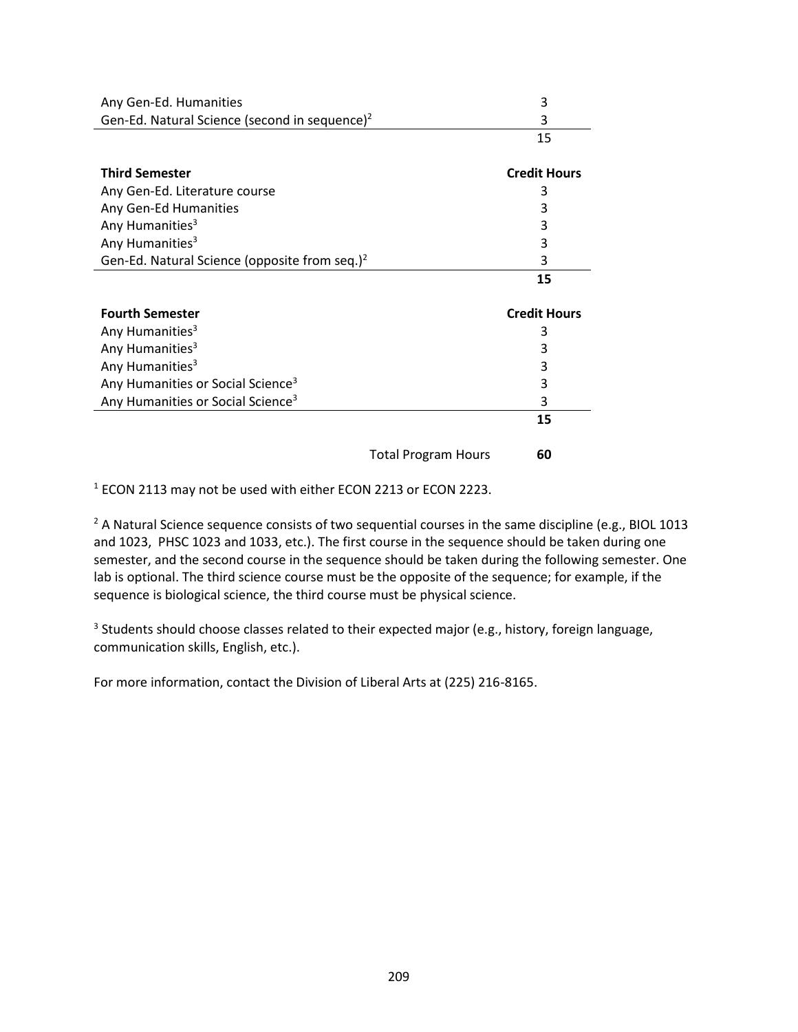| | |
|---|---|
| Any Gen-Ed. Humanities | 3 |
| Gen-Ed. Natural Science (second in sequence)[2] | 3 |
| | 15 |

| **Third Semester** | **Credit Hours** |
|---|---|
| Any Gen-Ed. Literature course | 3 |
| Any Gen-Ed Humanities | 3 |
| Any Humanities[3] | 3 |
| Any Humanities[3] | 3 |
| Gen-Ed. Natural Science (opposite from seq.)[2] | 3 |
| | **15** |

| **Fourth Semester** | **Credit Hours** |
|---|---|
| Any Humanities[3] | 3 |
| Any Humanities[3] | 3 |
| Any Humanities[3] | 3 |
| Any Humanities or Social Science[3] | 3 |
| Any Humanities or Social Science[3] | 3 |
| | **15** |
| Total Program Hours | **60** |

[1] ECON 2113 may not be used with either ECON 2213 or ECON 2223.

[2] A Natural Science sequence consists of two sequential courses in the same discipline (e.g., BIOL 1013 and 1023, PHSC 1023 and 1033, etc.). The first course in the sequence should be taken during one semester, and the second course in the sequence should be taken during the following semester. One lab is optional. The third science course must be the opposite of the sequence; for example, if the sequence is biological science, the third course must be physical science.

[3] Students should choose classes related to their expected major (e.g., history, foreign language, communication skills, English, etc.).

For more information, contact the Division of Liberal Arts at (225) 216-8165.